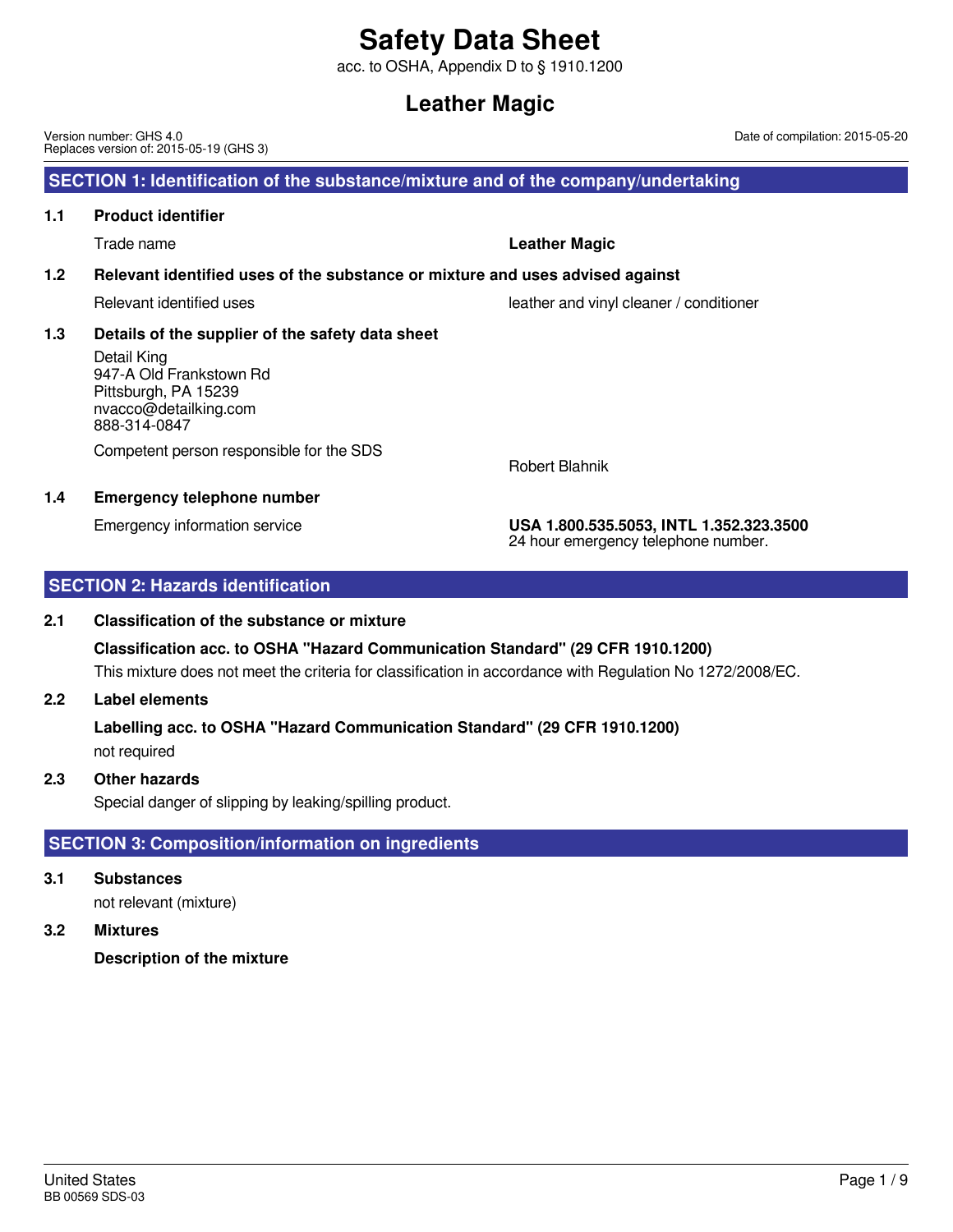# Safety Data Sheet

acc. to OSHA, Appendix D to § 1910.1200

# Leather Magic

Version number: GHS 4.0
Replaces version of: 2015-05-19 (GHS 3)

Date of compilation: 2015-05-20

## SECTION 1: Identification of the substance/mixture and of the company/undertaking

### 1.1 Product identifier

Trade name: **Leather Magic**

### 1.2 Relevant identified uses of the substance or mixture and uses advised against

Relevant identified uses: leather and vinyl cleaner / conditioner

### 1.3 Details of the supplier of the safety data sheet

Detail King
947-A Old Frankstown Rd
Pittsburgh, PA 15239
nvacco@detailking.com
888-314-0847

Competent person responsible for the SDS: Robert Blahnik

### 1.4 Emergency telephone number

Emergency information service: **USA 1.800.535.5053, INTL 1.352.323.3500**
24 hour emergency telephone number.

## SECTION 2: Hazards identification

### 2.1 Classification of the substance or mixture

**Classification acc. to OSHA "Hazard Communication Standard" (29 CFR 1910.1200)**

This mixture does not meet the criteria for classification in accordance with Regulation No 1272/2008/EC.

### 2.2 Label elements

**Labelling acc. to OSHA "Hazard Communication Standard" (29 CFR 1910.1200)**

not required

### 2.3 Other hazards

Special danger of slipping by leaking/spilling product.

## SECTION 3: Composition/information on ingredients

### 3.1 Substances

not relevant (mixture)

### 3.2 Mixtures

**Description of the mixture**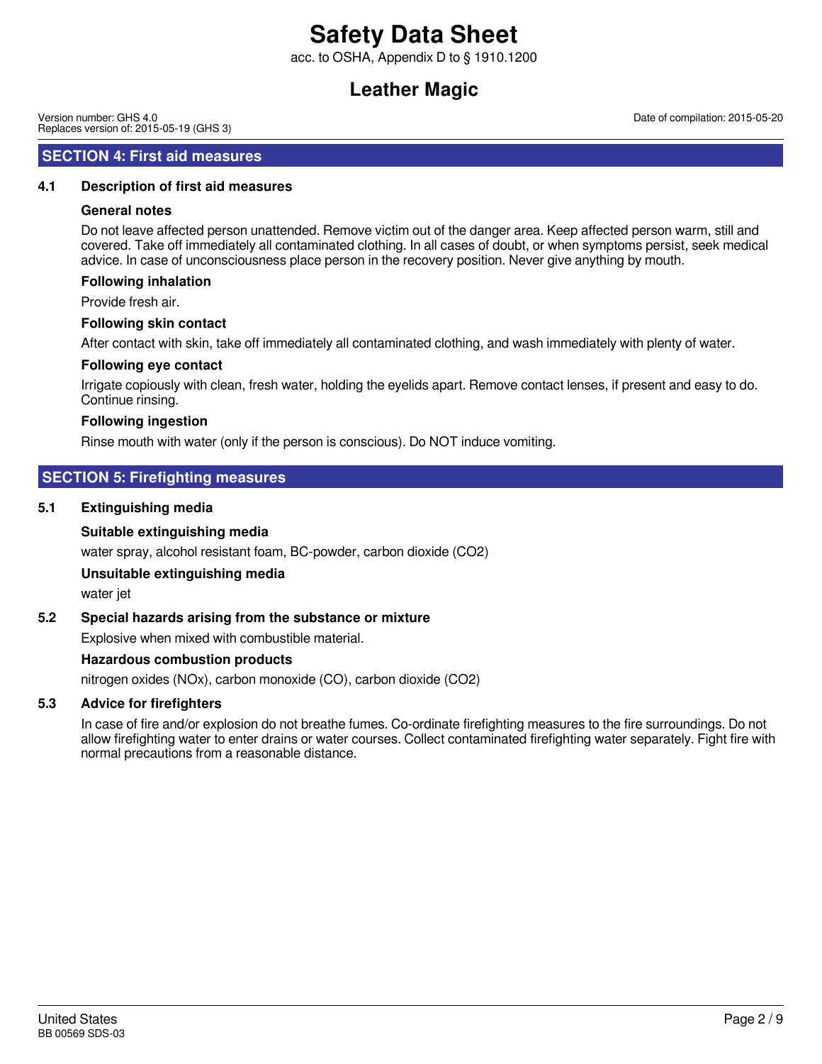## SECTION 4: First aid measures

### 4.1 Description of first aid measures

**General notes**

Do not leave affected person unattended. Remove victim out of the danger area. Keep affected person warm, still and covered. Take off immediately all contaminated clothing. In all cases of doubt, or when symptoms persist, seek medical advice. In case of unconsciousness place person in the recovery position. Never give anything by mouth.

**Following inhalation**

Provide fresh air.

**Following skin contact**

After contact with skin, take off immediately all contaminated clothing, and wash immediately with plenty of water.

**Following eye contact**

Irrigate copiously with clean, fresh water, holding the eyelids apart. Remove contact lenses, if present and easy to do. Continue rinsing.

**Following ingestion**

Rinse mouth with water (only if the person is conscious). Do NOT induce vomiting.

## SECTION 5: Firefighting measures

### 5.1 Extinguishing media

**Suitable extinguishing media**

water spray, alcohol resistant foam, BC-powder, carbon dioxide ($CO_2$)

**Unsuitable extinguishing media**

water jet

### 5.2 Special hazards arising from the substance or mixture

Explosive when mixed with combustible material.

**Hazardous combustion products**

nitrogen oxides ($NO_x$), carbon monoxide (CO), carbon dioxide ($CO_2$)

### 5.3 Advice for firefighters

In case of fire and/or explosion do not breathe fumes. Co-ordinate firefighting measures to the fire surroundings. Do not allow firefighting water to enter drains or water courses. Collect contaminated firefighting water separately. Fight fire with normal precautions from a reasonable distance.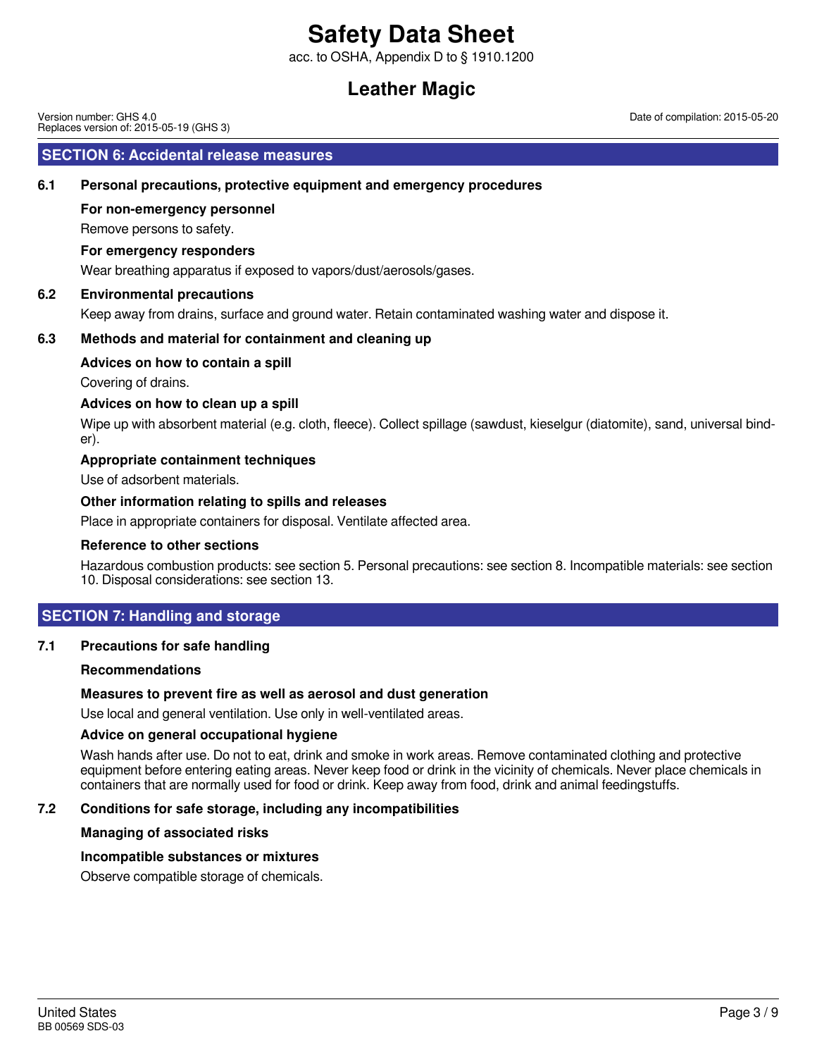## SECTION 6: Accidental release measures

### 6.1 Personal precautions, protective equipment and emergency procedures

**For non-emergency personnel**

Remove persons to safety.

**For emergency responders**

Wear breathing apparatus if exposed to vapors/dust/aerosols/gases.

### 6.2 Environmental precautions

Keep away from drains, surface and ground water. Retain contaminated washing water and dispose it.

### 6.3 Methods and material for containment and cleaning up

**Advices on how to contain a spill**

Covering of drains.

**Advices on how to clean up a spill**

Wipe up with absorbent material (e.g. cloth, fleece). Collect spillage (sawdust, kieselgur (diatomite), sand, universal binder).

**Appropriate containment techniques**

Use of adsorbent materials.

**Other information relating to spills and releases**

Place in appropriate containers for disposal. Ventilate affected area.

**Reference to other sections**

Hazardous combustion products: see section 5. Personal precautions: see section 8. Incompatible materials: see section 10. Disposal considerations: see section 13.

## SECTION 7: Handling and storage

### 7.1 Precautions for safe handling

**Recommendations**

**Measures to prevent fire as well as aerosol and dust generation**

Use local and general ventilation. Use only in well-ventilated areas.

**Advice on general occupational hygiene**

Wash hands after use. Do not to eat, drink and smoke in work areas. Remove contaminated clothing and protective equipment before entering eating areas. Never keep food or drink in the vicinity of chemicals. Never place chemicals in containers that are normally used for food or drink. Keep away from food, drink and animal feedingstuffs.

### 7.2 Conditions for safe storage, including any incompatibilities

**Managing of associated risks**

**Incompatible substances or mixtures**

Observe compatible storage of chemicals.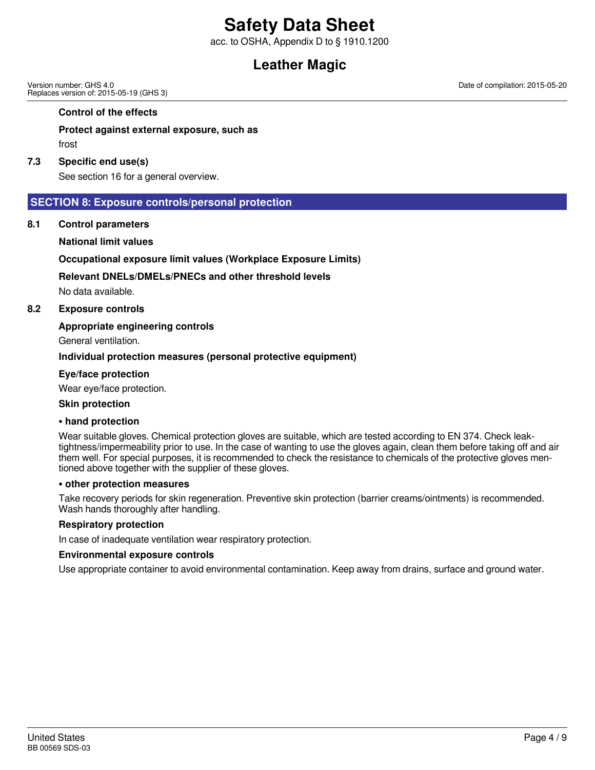**Control of the effects**

**Protect against external exposure, such as**

frost

**7.3 Specific end use(s)**

See section 16 for a general overview.

## SECTION 8: Exposure controls/personal protection

**8.1 Control parameters**

**National limit values**

**Occupational exposure limit values (Workplace Exposure Limits)**

**Relevant DNELs/DMELs/PNECs and other threshold levels**

No data available.

**8.2 Exposure controls**

**Appropriate engineering controls**

General ventilation.

**Individual protection measures (personal protective equipment)**

**Eye/face protection**

Wear eye/face protection.

**Skin protection**

**• hand protection**

Wear suitable gloves. Chemical protection gloves are suitable, which are tested according to EN 374. Check leak-tightness/impermeability prior to use. In the case of wanting to use the gloves again, clean them before taking off and air them well. For special purposes, it is recommended to check the resistance to chemicals of the protective gloves mentioned above together with the supplier of these gloves.

**• other protection measures**

Take recovery periods for skin regeneration. Preventive skin protection (barrier creams/ointments) is recommended. Wash hands thoroughly after handling.

**Respiratory protection**

In case of inadequate ventilation wear respiratory protection.

**Environmental exposure controls**

Use appropriate container to avoid environmental contamination. Keep away from drains, surface and ground water.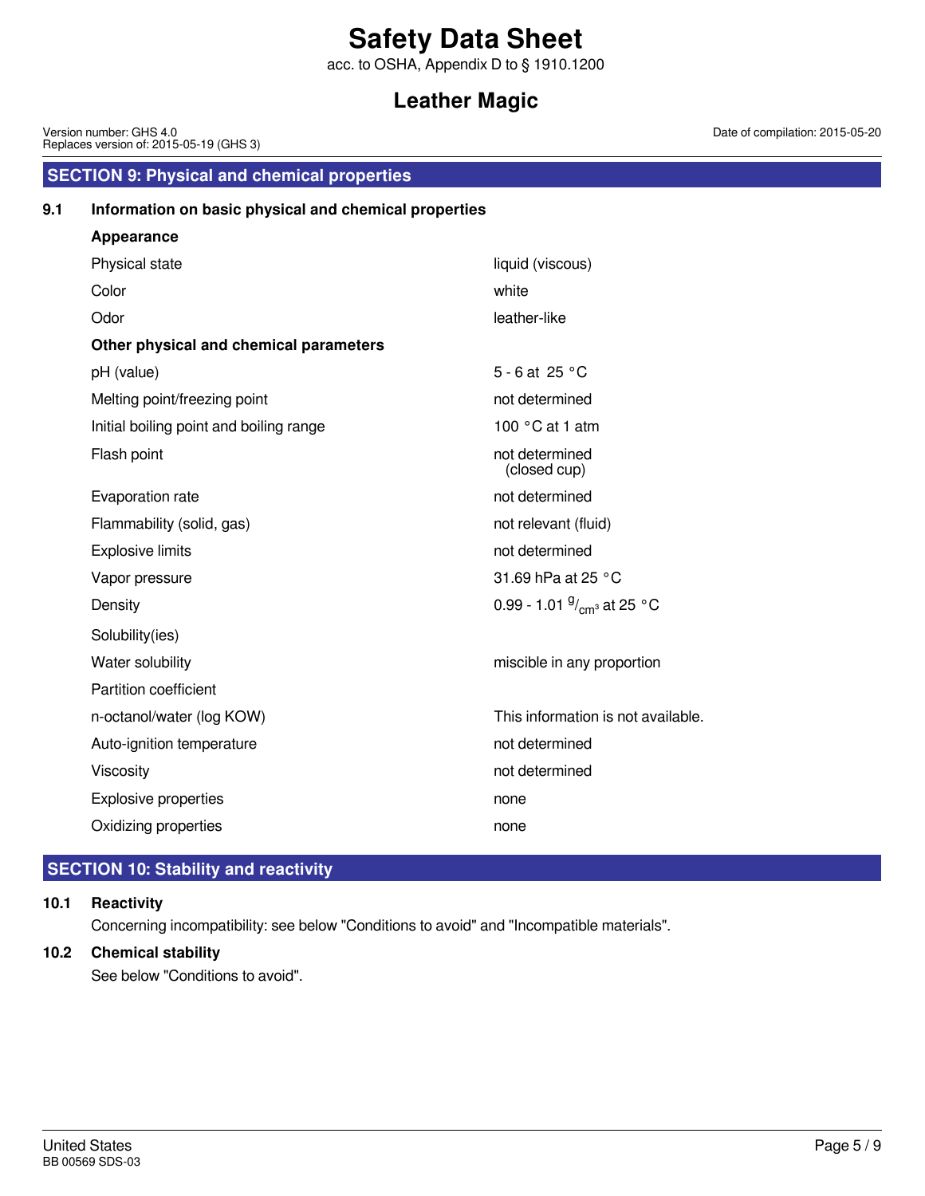## SECTION 9: Physical and chemical properties

### 9.1 Information on basic physical and chemical properties

**Appearance**

| | |
|---|---|
| Physical state | liquid (viscous) |
| Color | white |
| Odor | leather-like |

**Other physical and chemical parameters**

| | |
|---|---|
| pH (value) | 5 - 6 at 25 °C |
| Melting point/freezing point | not determined |
| Initial boiling point and boiling range | 100 °C at 1 atm |
| Flash point | not determined (closed cup) |
| Evaporation rate | not determined |
| Flammability (solid, gas) | not relevant (fluid) |
| Explosive limits | not determined |
| Vapor pressure | 31.69 hPa at 25 °C |
| Density | 0.99 - 1.01 $^{g}/_{cm^3}$ at 25 °C |
| Solubility(ies) | |
| Water solubility | miscible in any proportion |
| Partition coefficient | |
| n-octanol/water (log KOW) | This information is not available. |
| Auto-ignition temperature | not determined |
| Viscosity | not determined |
| Explosive properties | none |
| Oxidizing properties | none |

## SECTION 10: Stability and reactivity

### 10.1 Reactivity

Concerning incompatibility: see below "Conditions to avoid" and "Incompatible materials".

### 10.2 Chemical stability

See below "Conditions to avoid".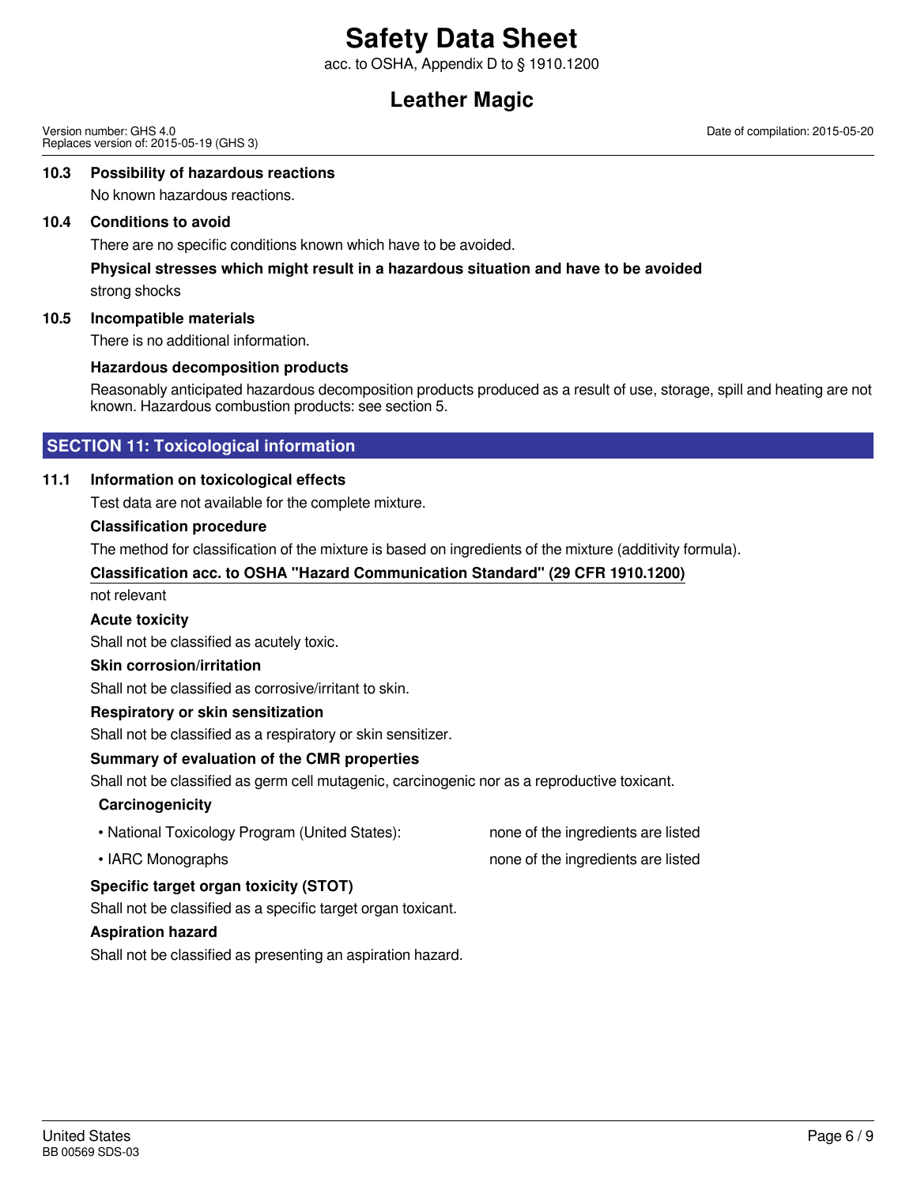### 10.3 Possibility of hazardous reactions

No known hazardous reactions.

### 10.4 Conditions to avoid

There are no specific conditions known which have to be avoided.

**Physical stresses which might result in a hazardous situation and have to be avoided**

strong shocks

### 10.5 Incompatible materials

There is no additional information.

**Hazardous decomposition products**

Reasonably anticipated hazardous decomposition products produced as a result of use, storage, spill and heating are not known. Hazardous combustion products: see section 5.

## SECTION 11: Toxicological information

### 11.1 Information on toxicological effects

Test data are not available for the complete mixture.

**Classification procedure**

The method for classification of the mixture is based on ingredients of the mixture (additivity formula).

**Classification acc. to OSHA "Hazard Communication Standard" (29 CFR 1910.1200)**

not relevant

**Acute toxicity**

Shall not be classified as acutely toxic.

**Skin corrosion/irritation**

Shall not be classified as corrosive/irritant to skin.

**Respiratory or skin sensitization**

Shall not be classified as a respiratory or skin sensitizer.

**Summary of evaluation of the CMR properties**

Shall not be classified as germ cell mutagenic, carcinogenic nor as a reproductive toxicant.

**Carcinogenicity**

- National Toxicology Program (United States): none of the ingredients are listed
- IARC Monographs: none of the ingredients are listed

**Specific target organ toxicity (STOT)**

Shall not be classified as a specific target organ toxicant.

**Aspiration hazard**

Shall not be classified as presenting an aspiration hazard.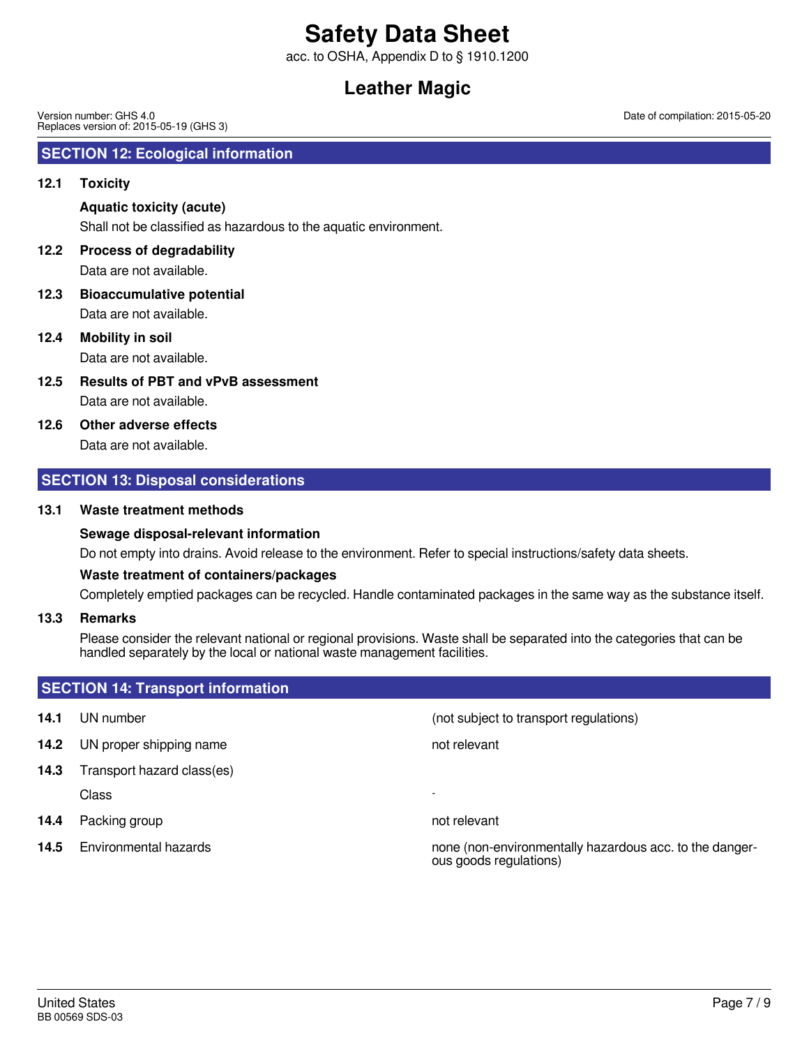## SECTION 12: Ecological information

### 12.1 Toxicity

**Aquatic toxicity (acute)**

Shall not be classified as hazardous to the aquatic environment.

### 12.2 Process of degradability

Data are not available.

### 12.3 Bioaccumulative potential

Data are not available.

### 12.4 Mobility in soil

Data are not available.

### 12.5 Results of PBT and vPvB assessment

Data are not available.

### 12.6 Other adverse effects

Data are not available.

## SECTION 13: Disposal considerations

### 13.1 Waste treatment methods

**Sewage disposal-relevant information**

Do not empty into drains. Avoid release to the environment. Refer to special instructions/safety data sheets.

**Waste treatment of containers/packages**

Completely emptied packages can be recycled. Handle contaminated packages in the same way as the substance itself.

### 13.3 Remarks

Please consider the relevant national or regional provisions. Waste shall be separated into the categories that can be handled separately by the local or national waste management facilities.

## SECTION 14: Transport information

| | | |
|---|---|---|
| **14.1** | UN number | (not subject to transport regulations) |
| **14.2** | UN proper shipping name | not relevant |
| **14.3** | Transport hazard class(es) | |
| | Class | - |
| **14.4** | Packing group | not relevant |
| **14.5** | Environmental hazards | none (non-environmentally hazardous acc. to the dangerous goods regulations) |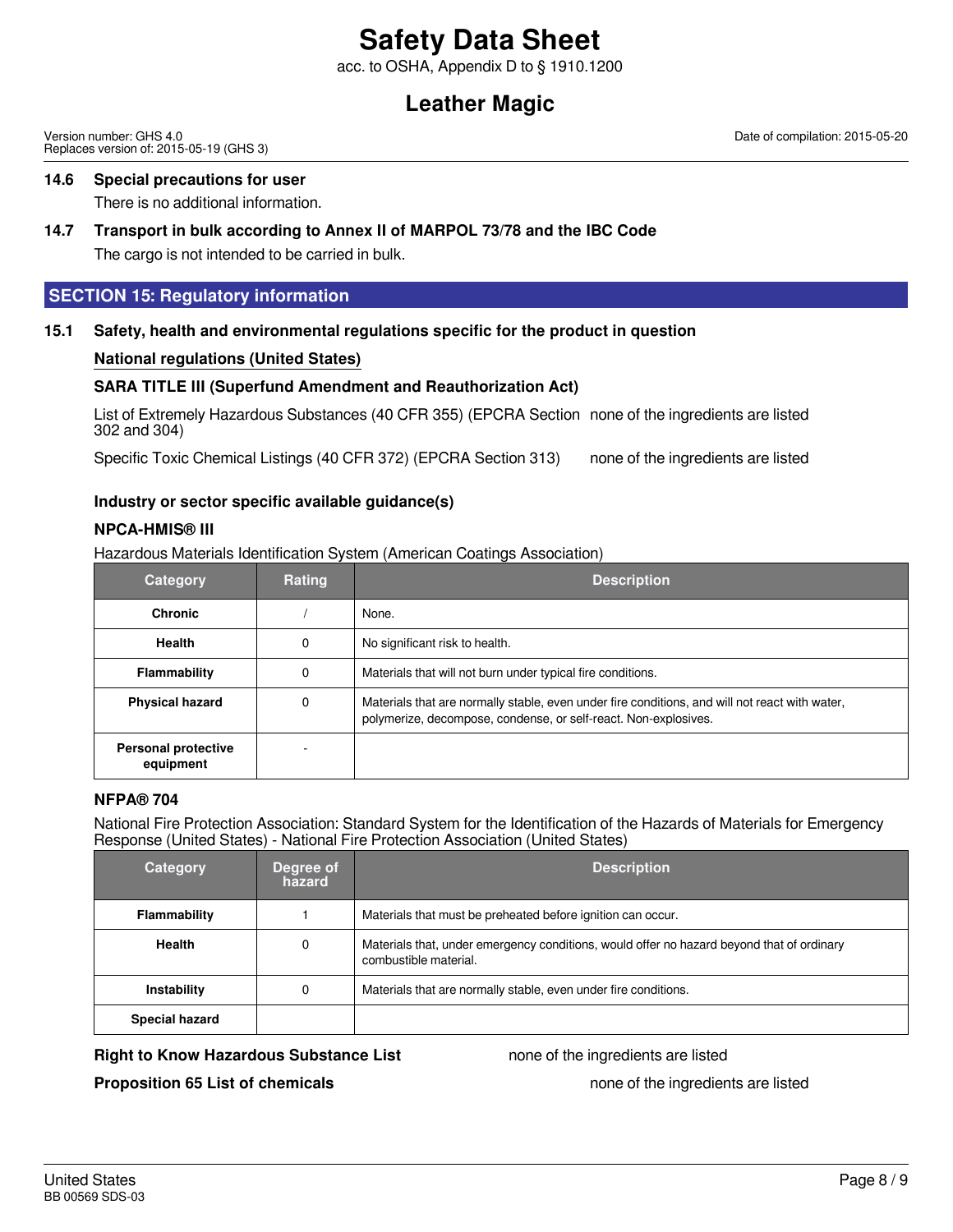### 14.6 Special precautions for user

There is no additional information.

### 14.7 Transport in bulk according to Annex II of MARPOL 73/78 and the IBC Code

The cargo is not intended to be carried in bulk.

## SECTION 15: Regulatory information

### 15.1 Safety, health and environmental regulations specific for the product in question

**National regulations (United States)**

**SARA TITLE III (Superfund Amendment and Reauthorization Act)**

List of Extremely Hazardous Substances (40 CFR 355) (EPCRA Section 302 and 304) — none of the ingredients are listed

Specific Toxic Chemical Listings (40 CFR 372) (EPCRA Section 313) — none of the ingredients are listed

**Industry or sector specific available guidance(s)**

**NPCA-HMIS® III**

Hazardous Materials Identification System (American Coatings Association)

| Category | Rating | Description |
|---|---|---|
| Chronic | / | None. |
| Health | 0 | No significant risk to health. |
| Flammability | 0 | Materials that will not burn under typical fire conditions. |
| Physical hazard | 0 | Materials that are normally stable, even under fire conditions, and will not react with water, polymerize, decompose, condense, or self-react. Non-explosives. |
| Personal protective equipment | - | |

**NFPA® 704**

National Fire Protection Association: Standard System for the Identification of the Hazards of Materials for Emergency Response (United States) - National Fire Protection Association (United States)

| Category | Degree of hazard | Description |
|---|---|---|
| Flammability | 1 | Materials that must be preheated before ignition can occur. |
| Health | 0 | Materials that, under emergency conditions, would offer no hazard beyond that of ordinary combustible material. |
| Instability | 0 | Materials that are normally stable, even under fire conditions. |
| Special hazard | | |

**Right to Know Hazardous Substance List** — none of the ingredients are listed

**Proposition 65 List of chemicals** — none of the ingredients are listed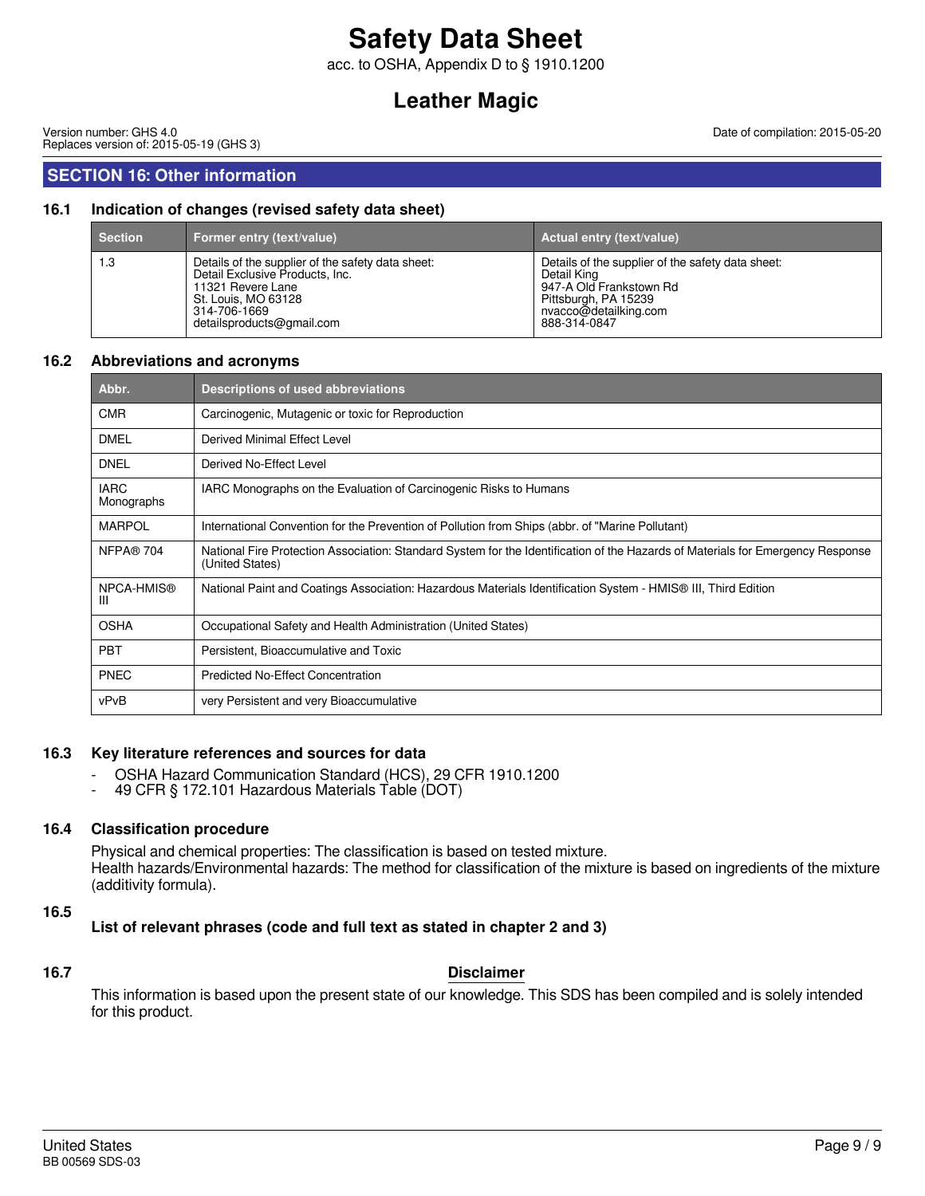## SECTION 16: Other information

### 16.1 Indication of changes (revised safety data sheet)

| Section | Former entry (text/value) | Actual entry (text/value) |
|---|---|---|
| 1.3 | Details of the supplier of the safety data sheet: Detail Exclusive Products, Inc. 11321 Revere Lane St. Louis, MO 63128 314-706-1669 detailsproducts@gmail.com | Details of the supplier of the safety data sheet: Detail King 947-A Old Frankstown Rd Pittsburgh, PA 15239 nvacco@detailking.com 888-314-0847 |

### 16.2 Abbreviations and acronyms

| Abbr. | Descriptions of used abbreviations |
|---|---|
| CMR | Carcinogenic, Mutagenic or toxic for Reproduction |
| DMEL | Derived Minimal Effect Level |
| DNEL | Derived No-Effect Level |
| IARC Monographs | IARC Monographs on the Evaluation of Carcinogenic Risks to Humans |
| MARPOL | International Convention for the Prevention of Pollution from Ships (abbr. of "Marine Pollutant) |
| NFPA® 704 | National Fire Protection Association: Standard System for the Identification of the Hazards of Materials for Emergency Response (United States) |
| NPCA-HMIS® III | National Paint and Coatings Association: Hazardous Materials Identification System - HMIS® III, Third Edition |
| OSHA | Occupational Safety and Health Administration (United States) |
| PBT | Persistent, Bioaccumulative and Toxic |
| PNEC | Predicted No-Effect Concentration |
| vPvB | very Persistent and very Bioaccumulative |

### 16.3 Key literature references and sources for data

- OSHA Hazard Communication Standard (HCS), 29 CFR 1910.1200
- 49 CFR § 172.101 Hazardous Materials Table (DOT)

### 16.4 Classification procedure

Physical and chemical properties: The classification is based on tested mixture.
Health hazards/Environmental hazards: The method for classification of the mixture is based on ingredients of the mixture (additivity formula).

### 16.5 List of relevant phrases (code and full text as stated in chapter 2 and 3)

### 16.7 Disclaimer

This information is based upon the present state of our knowledge. This SDS has been compiled and is solely intended for this product.